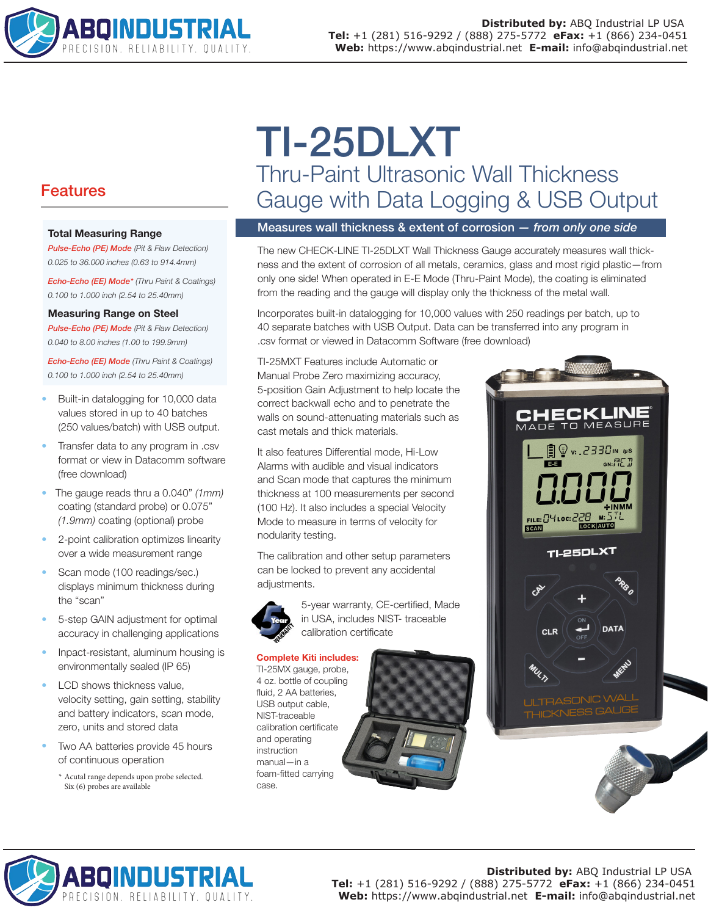# TI-25DLXT

## Thru-Paint Ultrasonic Wall Thickness Gauge with Data Logging & USB Output

**Measures wall thickness & extent of corrosion — *from only one side***

The new CHECK-LINE TI-25DLXT Wall Thickness Gauge accurately measures wall thickness and the extent of corrosion of all metals, ceramics, glass and most rigid plastic—from only one side! When operated in E-E Mode (Thru-Paint Mode), the coating is eliminated from the reading and the gauge will display only the thickness of the metal wall.

Incorporates built-in datalogging for 10,000 values with 250 readings per batch, up to 40 separate batches with USB Output. Data can be transferred into any program in .csv format or viewed in Datacomm Software (free download)

TI-25MXT Features include Automatic or Manual Probe Zero maximizing accuracy, 5-position Gain Adjustment to help locate the correct backwall echo and to penetrate the walls on sound-attenuating materials such as cast metals and thick materials.

It also features Differential mode, Hi-Low Alarms with audible and visual indicators and Scan mode that captures the minimum thickness at 100 measurements per second (100 Hz). It also includes a special Velocity Mode to measure in terms of velocity for nodularity testing.

The calibration and other setup parameters can be locked to prevent any accidental adjustments.

5-year warranty, CE-certified, Made in USA, includes NIST- traceable calibration certificate

**Complete Kiti includes:** TI-25MX gauge, probe, 4 oz. bottle of coupling fluid, 2 AA batteries, USB output cable, NIST-traceable calibration certificate and operating instruction manual—in a foam-fitted carrying case.

## Features

**Total Measuring Range**

*Pulse-Echo (PE) Mode (Pit & Flaw Detection)*
*0.025 to 36.000 inches (0.63 to 914.4mm)*

*Echo-Echo (EE) Mode\* (Thru Paint & Coatings)*
*0.100 to 1.000 inch (2.54 to 25.40mm)*

**Measuring Range on Steel**

*Pulse-Echo (PE) Mode (Pit & Flaw Detection)*
*0.040 to 8.00 inches (1.00 to 199.9mm)*

*Echo-Echo (EE) Mode (Thru Paint & Coatings)*
*0.100 to 1.000 inch (2.54 to 25.40mm)*

- Built-in datalogging for 10,000 data values stored in up to 40 batches (250 values/batch) with USB output.
- Transfer data to any program in .csv format or view in Datacomm software (free download)
- The gauge reads thru a 0.040" *(1mm)* coating (standard probe) or 0.075" *(1.9mm)* coating (optional) probe
- 2-point calibration optimizes linearity over a wide measurement range
- Scan mode (100 readings/sec.) displays minimum thickness during the "scan"
- 5-step GAIN adjustment for optimal accuracy in challenging applications
- Inpact-resistant, aluminum housing is environmentally sealed (IP 65)
- LCD shows thickness value, velocity setting, gain setting, stability and battery indicators, scan mode, zero, units and stored data
- Two AA batteries provide 45 hours of continuous operation

\* Acutal range depends upon probe selected. Six (6) probes are available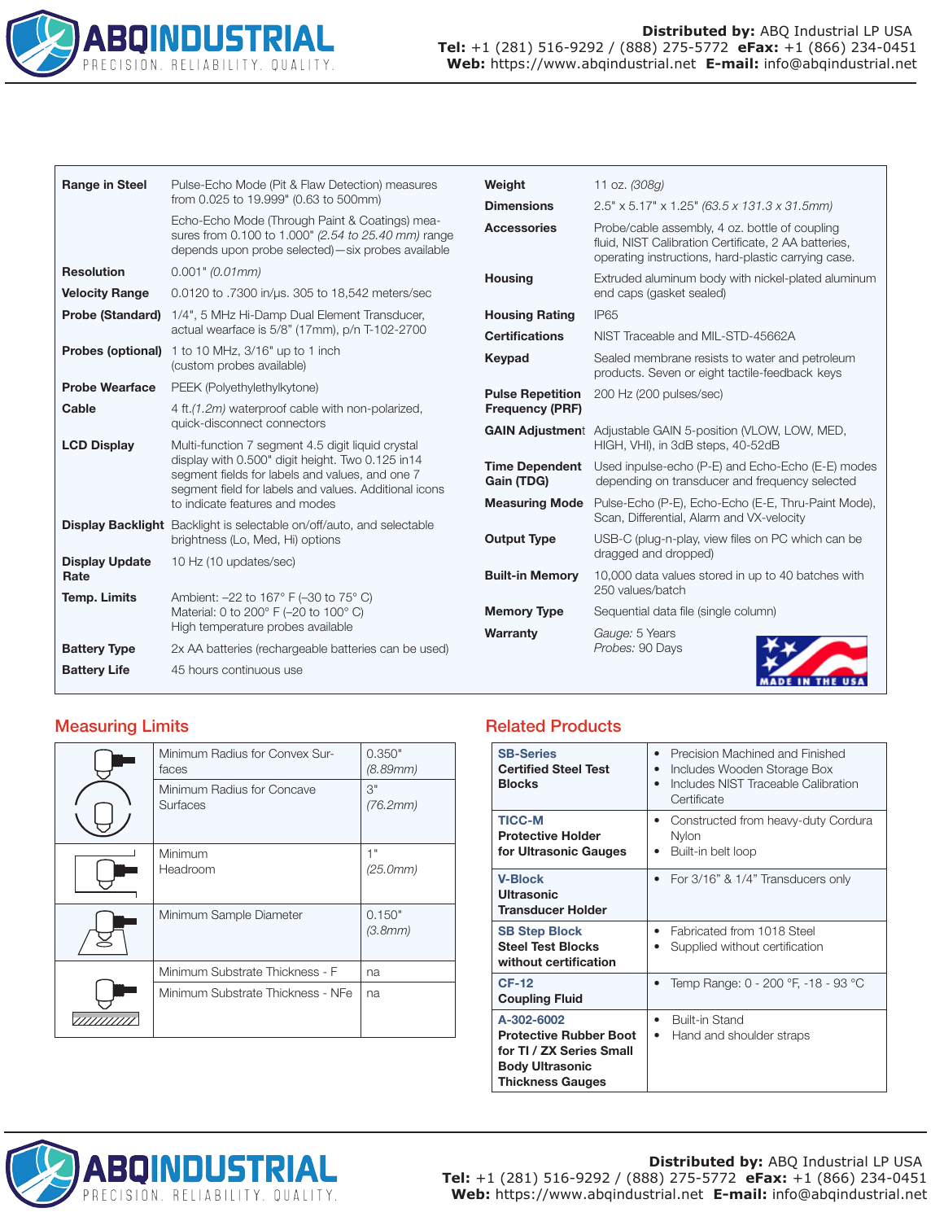| | |
|---|---|
| **Range in Steel** | Pulse-Echo Mode (Pit & Flaw Detection) measures from 0.025 to 19.999" (0.63 to 500mm)<br>Echo-Echo Mode (Through Paint & Coatings) measures from 0.100 to 1.000" *(2.54 to 25.40 mm)* range depends upon probe selected—six probes available |
| **Resolution** | 0.001" *(0.01mm)* |
| **Velocity Range** | 0.0120 to .7300 in/µs. 305 to 18,542 meters/sec |
| **Probe (Standard)** | 1/4", 5 MHz Hi-Damp Dual Element Transducer, actual wearface is 5/8" (17mm), p/n T-102-2700 |
| **Probes (optional)** | 1 to 10 MHz, 3/16" up to 1 inch (custom probes available) |
| **Probe Wearface** | PEEK (Polyethylethylktone) |
| **Cable** | 4 ft.*(1.2m)* waterproof cable with non-polarized, quick-disconnect connectors |
| **LCD Display** | Multi-function 7 segment 4.5 digit liquid crystal display with 0.500" digit height. Two 0.125 in14 segment fields for labels and values, and one 7 segment field for labels and values. Additional icons to indicate features and modes |
| **Display Backlight** | Backlight is selectable on/off/auto, and selectable brightness (Lo, Med, Hi) options |
| **Display Update Rate** | 10 Hz (10 updates/sec) |
| **Temp. Limits** | Ambient: –22 to 167° F (–30 to 75° C)<br>Material: 0 to 200° F (–20 to 100° C)<br>High temperature probes available |
| **Battery Type** | 2x AA batteries (rechargeable batteries can be used) |
| **Battery Life** | 45 hours continuous use |
| **Weight** | 11 oz. *(308g)* |
| **Dimensions** | 2.5" x 5.17" x 1.25" *(63.5 x 131.3 x 31.5mm)* |
| **Accessories** | Probe/cable assembly, 4 oz. bottle of coupling fluid, NIST Calibration Certificate, 2 AA batteries, operating instructions, hard-plastic carrying case. |
| **Housing** | Extruded aluminum body with nickel-plated aluminum end caps (gasket sealed) |
| **Housing Rating** | IP65 |
| **Certifications** | NIST Traceable and MIL-STD-45662A |
| **Keypad** | Sealed membrane resists to water and petroleum products. Seven or eight tactile-feedback keys |
| **Pulse Repetition Frequency (PRF)** | 200 Hz (200 pulses/sec) |
| **GAIN Adjustment** | Adjustable GAIN 5-position (VLOW, LOW, MED, HIGH, VHI), in 3dB steps, 40-52dB |
| **Time Dependent Gain (TDG)** | Used inpulse-echo (P-E) and Echo-Echo (E-E) modes depending on transducer and frequency selected |
| **Measuring Mode** | Pulse-Echo (P-E), Echo-Echo (E-E, Thru-Paint Mode), Scan, Differential, Alarm and VX-velocity |
| **Output Type** | USB-C (plug-n-play, view files on PC which can be dragged and dropped) |
| **Built-in Memory** | 10,000 data values stored in up to 40 batches with 250 values/batch |
| **Memory Type** | Sequential data file (single column) |
| **Warranty** | *Gauge:* 5 Years<br>*Probes:* 90 Days |

MADE IN THE USA

## Measuring Limits

| | |
|---|---|
| Minimum Radius for Convex Surfaces | 0.350" *(8.89mm)* |
| Minimum Radius for Concave Surfaces | 3" *(76.2mm)* |
| Minimum Headroom | 1" *(25.0mm)* |
| Minimum Sample Diameter | 0.150" *(3.8mm)* |
| Minimum Substrate Thickness - F | na |
| Minimum Substrate Thickness - NFe | na |

## Related Products

| | |
|---|---|
| **SB-Series** Certified Steel Test Blocks | • Precision Machined and Finished<br>• Includes Wooden Storage Box<br>• Includes NIST Traceable Calibration Certificate |
| **TICC-M** Protective Holder for Ultrasonic Gauges | • Constructed from heavy-duty Cordura Nylon<br>• Built-in belt loop |
| **V-Block** Ultrasonic Transducer Holder | • For 3/16" & 1/4" Transducers only |
| **SB Step Block** Steel Test Blocks without certification | • Fabricated from 1018 Steel<br>• Supplied without certification |
| **CF-12** Coupling Fluid | • Temp Range: 0 - 200 °F, -18 - 93 °C |
| **A-302-6002** Protective Rubber Boot for TI / ZX Series Small Body Ultrasonic Thickness Gauges | • Built-in Stand<br>• Hand and shoulder straps |